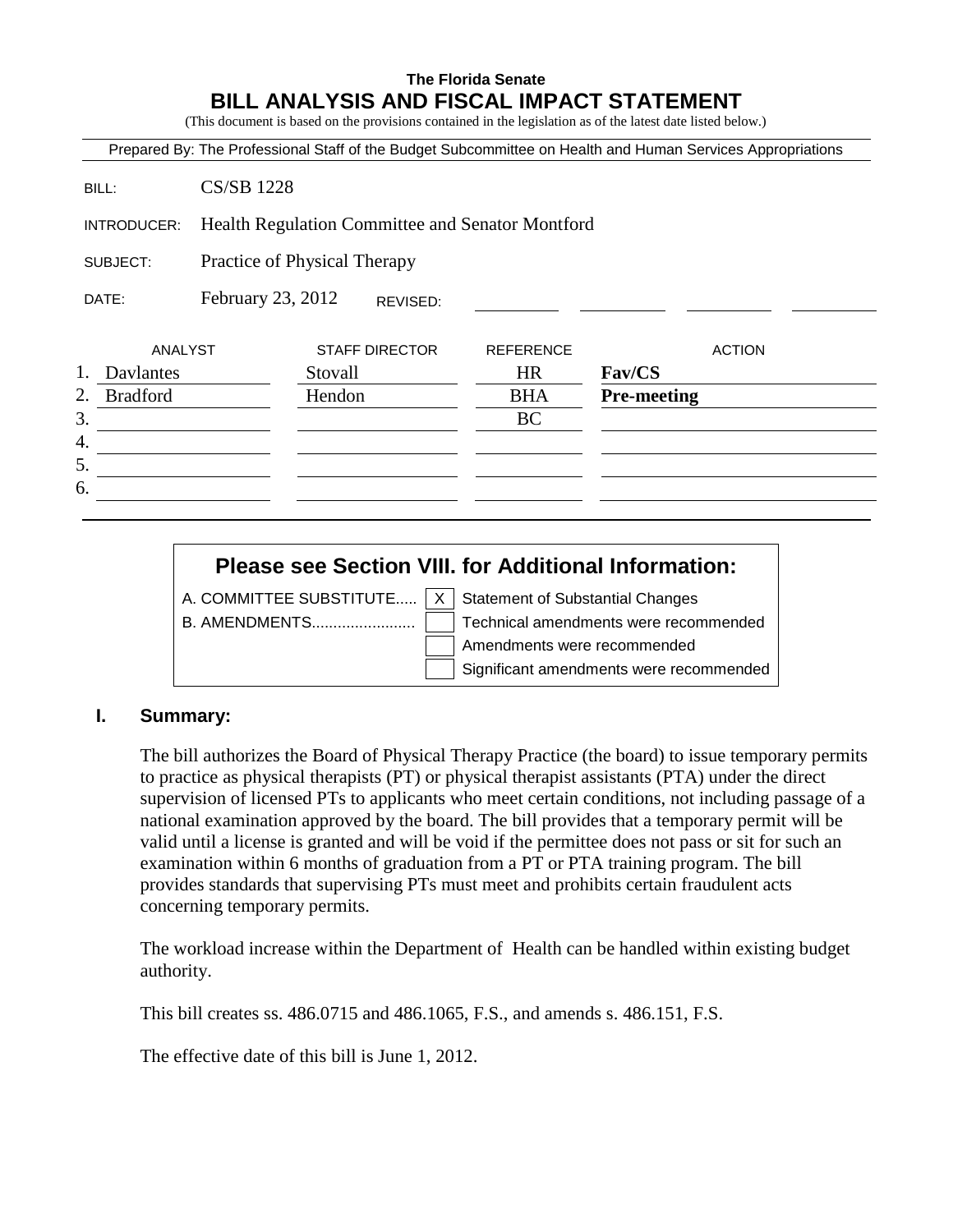**The Florida Senate**

# BILL ANALYSIS AND FISCAL IMPACT STATEMENT

(This document is based on the provisions contained in the legislation as of the latest date listed below.)

Prepared By: The Professional Staff of the Budget Subcommittee on Health and Human Services Appropriations

BILL: CS/SB 1228

INTRODUCER: Health Regulation Committee and Senator Montford

SUBJECT: Practice of Physical Therapy

DATE: February 23, 2012 REVISED:

| | ANALYST | STAFF DIRECTOR | REFERENCE | ACTION |
|---|---|---|---|---|
| 1. | Davlantes | Stovall | HR | **Fav/CS** |
| 2. | Bradford | Hendon | BHA | **Pre-meeting** |
| 3. | | | BC | |
| 4. | | | | |
| 5. | | | | |
| 6. | | | | |

## Please see Section VIII. for Additional Information:

A. COMMITTEE SUBSTITUTE..... [X] Statement of Substantial Changes

B. AMENDMENTS........................ [ ] Technical amendments were recommended

[ ] Amendments were recommended

[ ] Significant amendments were recommended

## I. Summary:

The bill authorizes the Board of Physical Therapy Practice (the board) to issue temporary permits to practice as physical therapists (PT) or physical therapist assistants (PTA) under the direct supervision of licensed PTs to applicants who meet certain conditions, not including passage of a national examination approved by the board. The bill provides that a temporary permit will be valid until a license is granted and will be void if the permittee does not pass or sit for such an examination within 6 months of graduation from a PT or PTA training program. The bill provides standards that supervising PTs must meet and prohibits certain fraudulent acts concerning temporary permits.

The workload increase within the Department of Health can be handled within existing budget authority.

This bill creates ss. 486.0715 and 486.1065, F.S., and amends s. 486.151, F.S.

The effective date of this bill is June 1, 2012.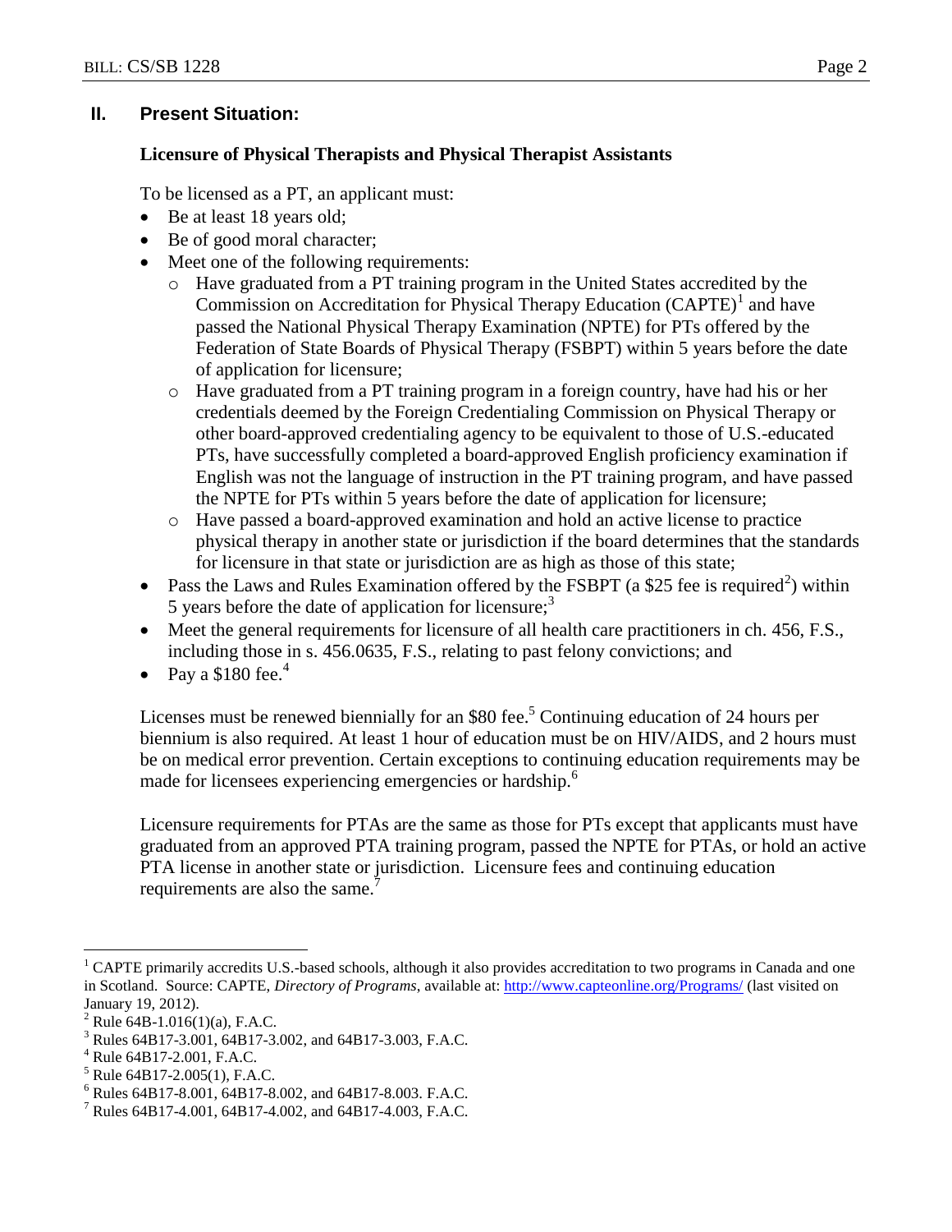## II. Present Situation:

### Licensure of Physical Therapists and Physical Therapist Assistants

To be licensed as a PT, an applicant must:

- Be at least 18 years old;
- Be of good moral character;
- Meet one of the following requirements:
  - Have graduated from a PT training program in the United States accredited by the Commission on Accreditation for Physical Therapy Education (CAPTE)[1] and have passed the National Physical Therapy Examination (NPTE) for PTs offered by the Federation of State Boards of Physical Therapy (FSBPT) within 5 years before the date of application for licensure;
  - Have graduated from a PT training program in a foreign country, have had his or her credentials deemed by the Foreign Credentialing Commission on Physical Therapy or other board-approved credentialing agency to be equivalent to those of U.S.-educated PTs, have successfully completed a board-approved English proficiency examination if English was not the language of instruction in the PT training program, and have passed the NPTE for PTs within 5 years before the date of application for licensure;
  - Have passed a board-approved examination and hold an active license to practice physical therapy in another state or jurisdiction if the board determines that the standards for licensure in that state or jurisdiction are as high as those of this state;
- Pass the Laws and Rules Examination offered by the FSBPT (a $25 fee is required[2]) within 5 years before the date of application for licensure;[3]
- Meet the general requirements for licensure of all health care practitioners in ch. 456, F.S., including those in s. 456.0635, F.S., relating to past felony convictions; and
- Pay a $180 fee.[4]

Licenses must be renewed biennially for an $80 fee.[5] Continuing education of 24 hours per biennium is also required. At least 1 hour of education must be on HIV/AIDS, and 2 hours must be on medical error prevention. Certain exceptions to continuing education requirements may be made for licensees experiencing emergencies or hardship.[6]

Licensure requirements for PTAs are the same as those for PTs except that applicants must have graduated from an approved PTA training program, passed the NPTE for PTAs, or hold an active PTA license in another state or jurisdiction. Licensure fees and continuing education requirements are also the same.[7]

---

[1] CAPTE primarily accredits U.S.-based schools, although it also provides accreditation to two programs in Canada and one in Scotland. Source: CAPTE, *Directory of Programs*, available at: http://www.capteonline.org/Programs/ (last visited on January 19, 2012).

[2] Rule 64B-1.016(1)(a), F.A.C.

[3] Rules 64B17-3.001, 64B17-3.002, and 64B17-3.003, F.A.C.

[4] Rule 64B17-2.001, F.A.C.

[5] Rule 64B17-2.005(1), F.A.C.

[6] Rules 64B17-8.001, 64B17-8.002, and 64B17-8.003. F.A.C.

[7] Rules 64B17-4.001, 64B17-4.002, and 64B17-4.003, F.A.C.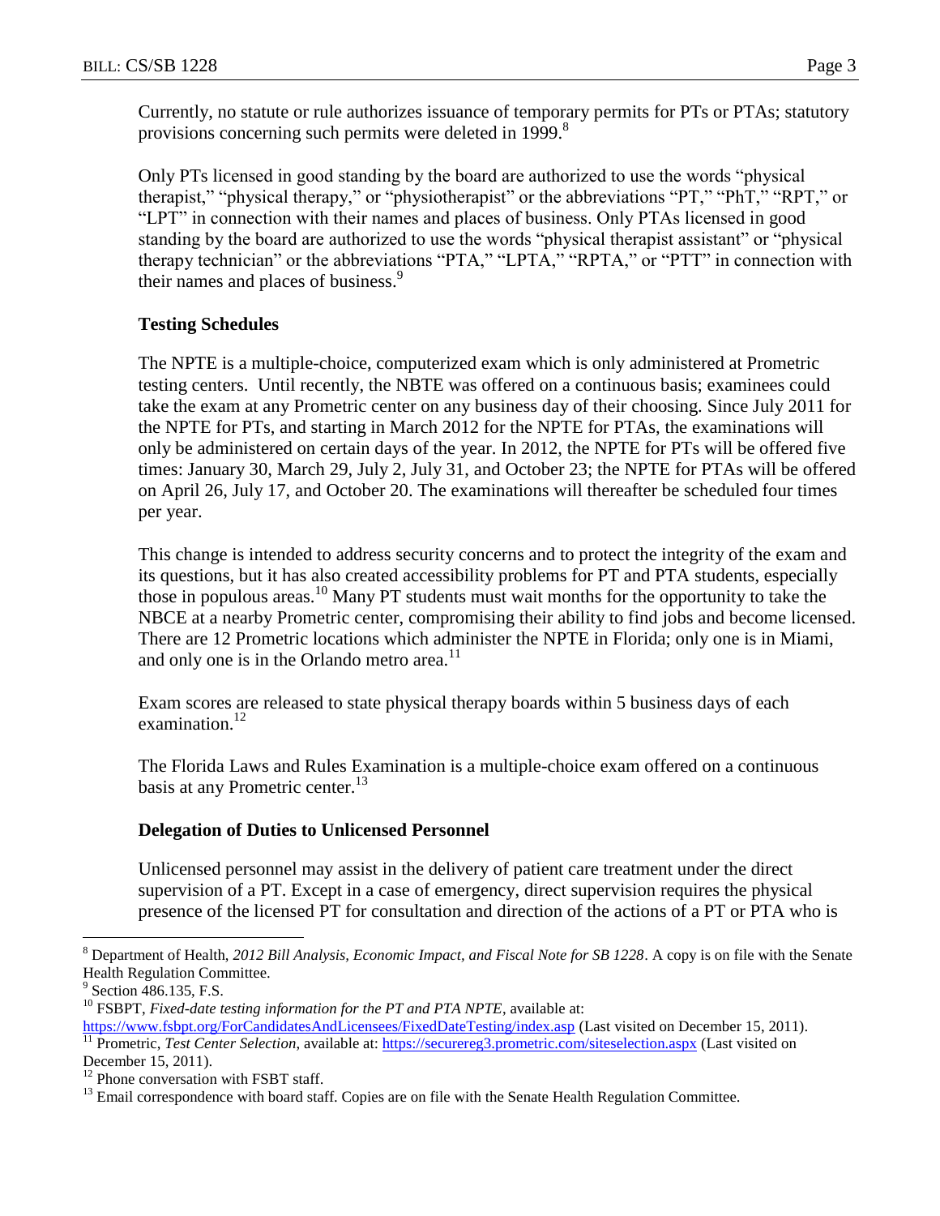Currently, no statute or rule authorizes issuance of temporary permits for PTs or PTAs; statutory provisions concerning such permits were deleted in 1999.[8]

Only PTs licensed in good standing by the board are authorized to use the words "physical therapist," "physical therapy," or "physiotherapist" or the abbreviations "PT," "PhT," "RPT," or "LPT" in connection with their names and places of business. Only PTAs licensed in good standing by the board are authorized to use the words "physical therapist assistant" or "physical therapy technician" or the abbreviations "PTA," "LPTA," "RPTA," or "PTT" in connection with their names and places of business.[9]

**Testing Schedules**

The NPTE is a multiple-choice, computerized exam which is only administered at Prometric testing centers. Until recently, the NBTE was offered on a continuous basis; examinees could take the exam at any Prometric center on any business day of their choosing. Since July 2011 for the NPTE for PTs, and starting in March 2012 for the NPTE for PTAs, the examinations will only be administered on certain days of the year. In 2012, the NPTE for PTs will be offered five times: January 30, March 29, July 2, July 31, and October 23; the NPTE for PTAs will be offered on April 26, July 17, and October 20. The examinations will thereafter be scheduled four times per year.

This change is intended to address security concerns and to protect the integrity of the exam and its questions, but it has also created accessibility problems for PT and PTA students, especially those in populous areas.[10] Many PT students must wait months for the opportunity to take the NBCE at a nearby Prometric center, compromising their ability to find jobs and become licensed. There are 12 Prometric locations which administer the NPTE in Florida; only one is in Miami, and only one is in the Orlando metro area.[11]

Exam scores are released to state physical therapy boards within 5 business days of each examination.[12]

The Florida Laws and Rules Examination is a multiple-choice exam offered on a continuous basis at any Prometric center.[13]

**Delegation of Duties to Unlicensed Personnel**

Unlicensed personnel may assist in the delivery of patient care treatment under the direct supervision of a PT. Except in a case of emergency, direct supervision requires the physical presence of the licensed PT for consultation and direction of the actions of a PT or PTA who is

---

[8] Department of Health, *2012 Bill Analysis, Economic Impact, and Fiscal Note for SB 1228*. A copy is on file with the Senate Health Regulation Committee.

[9] Section 486.135, F.S.

[10] FSBPT, *Fixed-date testing information for the PT and PTA NPTE*, available at: https://www.fsbpt.org/ForCandidatesAndLicensees/FixedDateTesting/index.asp (Last visited on December 15, 2011).

[11] Prometric, *Test Center Selection*, available at: https://securereg3.prometric.com/siteselection.aspx (Last visited on December 15, 2011).

[12] Phone conversation with FSBT staff.

[13] Email correspondence with board staff. Copies are on file with the Senate Health Regulation Committee.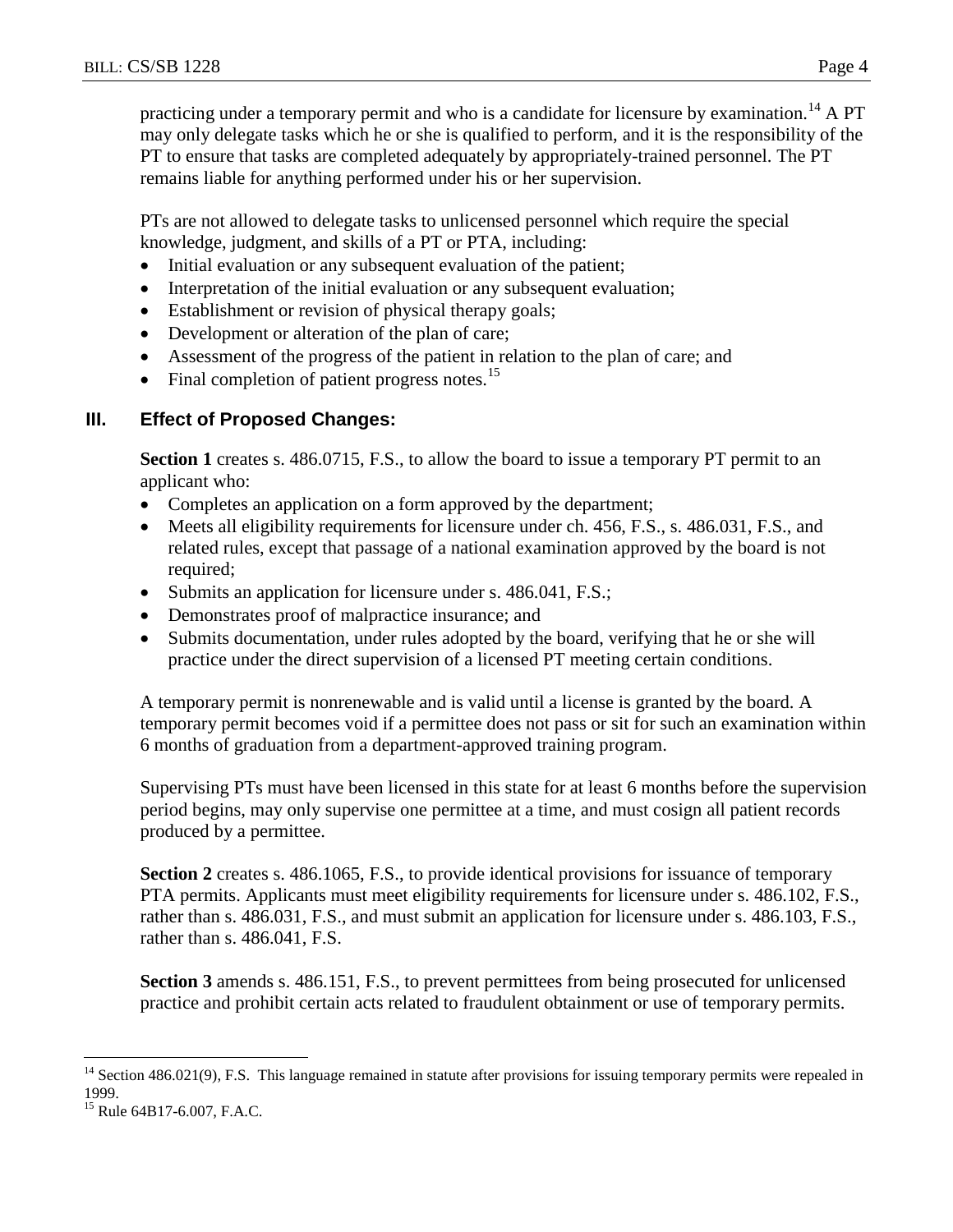practicing under a temporary permit and who is a candidate for licensure by examination.[14] A PT may only delegate tasks which he or she is qualified to perform, and it is the responsibility of the PT to ensure that tasks are completed adequately by appropriately-trained personnel. The PT remains liable for anything performed under his or her supervision.

PTs are not allowed to delegate tasks to unlicensed personnel which require the special knowledge, judgment, and skills of a PT or PTA, including:

- Initial evaluation or any subsequent evaluation of the patient;
- Interpretation of the initial evaluation or any subsequent evaluation;
- Establishment or revision of physical therapy goals;
- Development or alteration of the plan of care;
- Assessment of the progress of the patient in relation to the plan of care; and
- Final completion of patient progress notes.[15]

## III. Effect of Proposed Changes:

**Section 1** creates s. 486.0715, F.S., to allow the board to issue a temporary PT permit to an applicant who:

- Completes an application on a form approved by the department;
- Meets all eligibility requirements for licensure under ch. 456, F.S., s. 486.031, F.S., and related rules, except that passage of a national examination approved by the board is not required;
- Submits an application for licensure under s. 486.041, F.S.;
- Demonstrates proof of malpractice insurance; and
- Submits documentation, under rules adopted by the board, verifying that he or she will practice under the direct supervision of a licensed PT meeting certain conditions.

A temporary permit is nonrenewable and is valid until a license is granted by the board. A temporary permit becomes void if a permittee does not pass or sit for such an examination within 6 months of graduation from a department-approved training program.

Supervising PTs must have been licensed in this state for at least 6 months before the supervision period begins, may only supervise one permittee at a time, and must cosign all patient records produced by a permittee.

**Section 2** creates s. 486.1065, F.S., to provide identical provisions for issuance of temporary PTA permits. Applicants must meet eligibility requirements for licensure under s. 486.102, F.S., rather than s. 486.031, F.S., and must submit an application for licensure under s. 486.103, F.S., rather than s. 486.041, F.S.

**Section 3** amends s. 486.151, F.S., to prevent permittees from being prosecuted for unlicensed practice and prohibit certain acts related to fraudulent obtainment or use of temporary permits.

---

[14] Section 486.021(9), F.S. This language remained in statute after provisions for issuing temporary permits were repealed in 1999.

[15] Rule 64B17-6.007, F.A.C.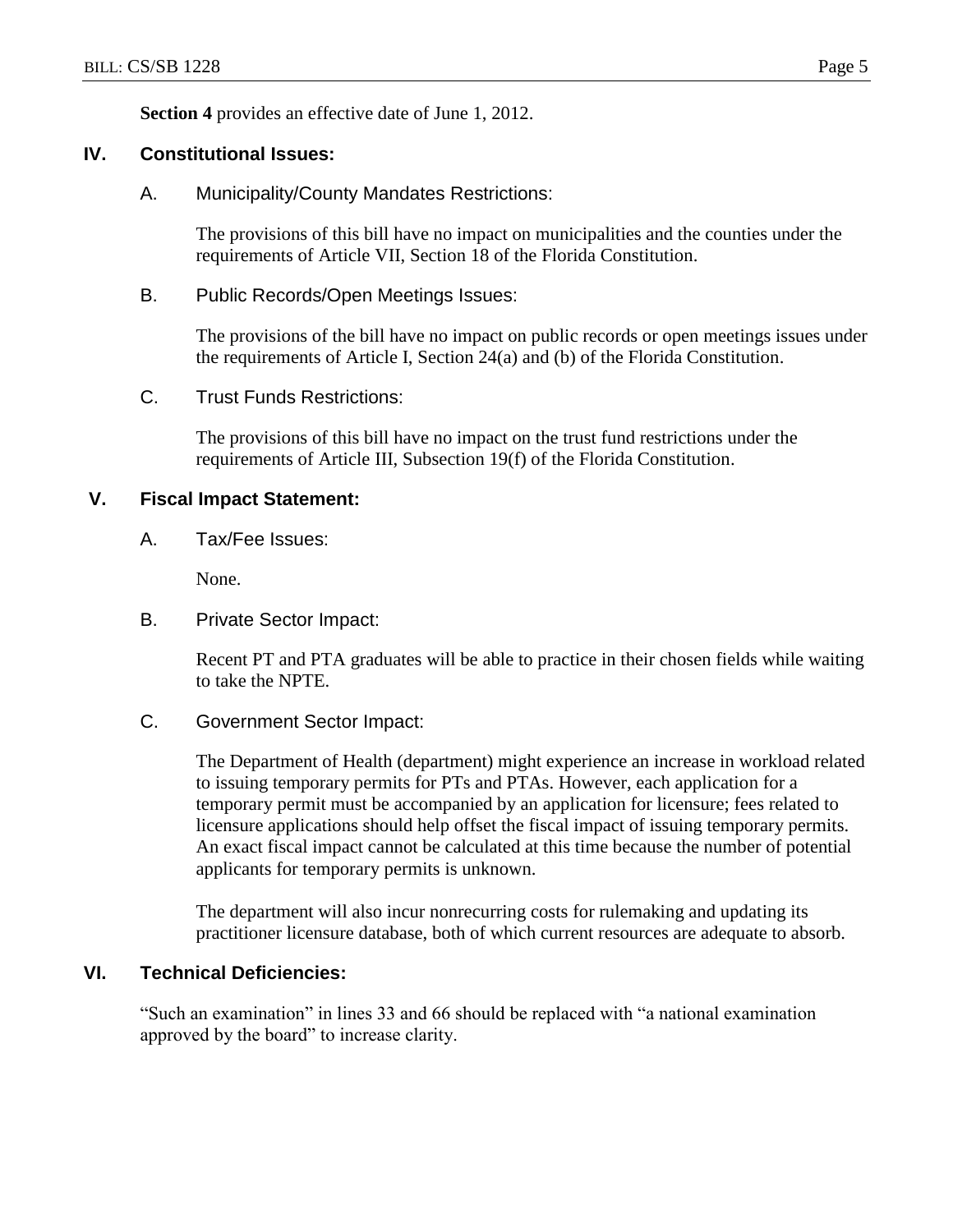**Section 4** provides an effective date of June 1, 2012.

## IV. Constitutional Issues:

### A. Municipality/County Mandates Restrictions:

The provisions of this bill have no impact on municipalities and the counties under the requirements of Article VII, Section 18 of the Florida Constitution.

### B. Public Records/Open Meetings Issues:

The provisions of the bill have no impact on public records or open meetings issues under the requirements of Article I, Section 24(a) and (b) of the Florida Constitution.

### C. Trust Funds Restrictions:

The provisions of this bill have no impact on the trust fund restrictions under the requirements of Article III, Subsection 19(f) of the Florida Constitution.

## V. Fiscal Impact Statement:

### A. Tax/Fee Issues:

None.

### B. Private Sector Impact:

Recent PT and PTA graduates will be able to practice in their chosen fields while waiting to take the NPTE.

### C. Government Sector Impact:

The Department of Health (department) might experience an increase in workload related to issuing temporary permits for PTs and PTAs. However, each application for a temporary permit must be accompanied by an application for licensure; fees related to licensure applications should help offset the fiscal impact of issuing temporary permits. An exact fiscal impact cannot be calculated at this time because the number of potential applicants for temporary permits is unknown.

The department will also incur nonrecurring costs for rulemaking and updating its practitioner licensure database, both of which current resources are adequate to absorb.

## VI. Technical Deficiencies:

"Such an examination" in lines 33 and 66 should be replaced with "a national examination approved by the board" to increase clarity.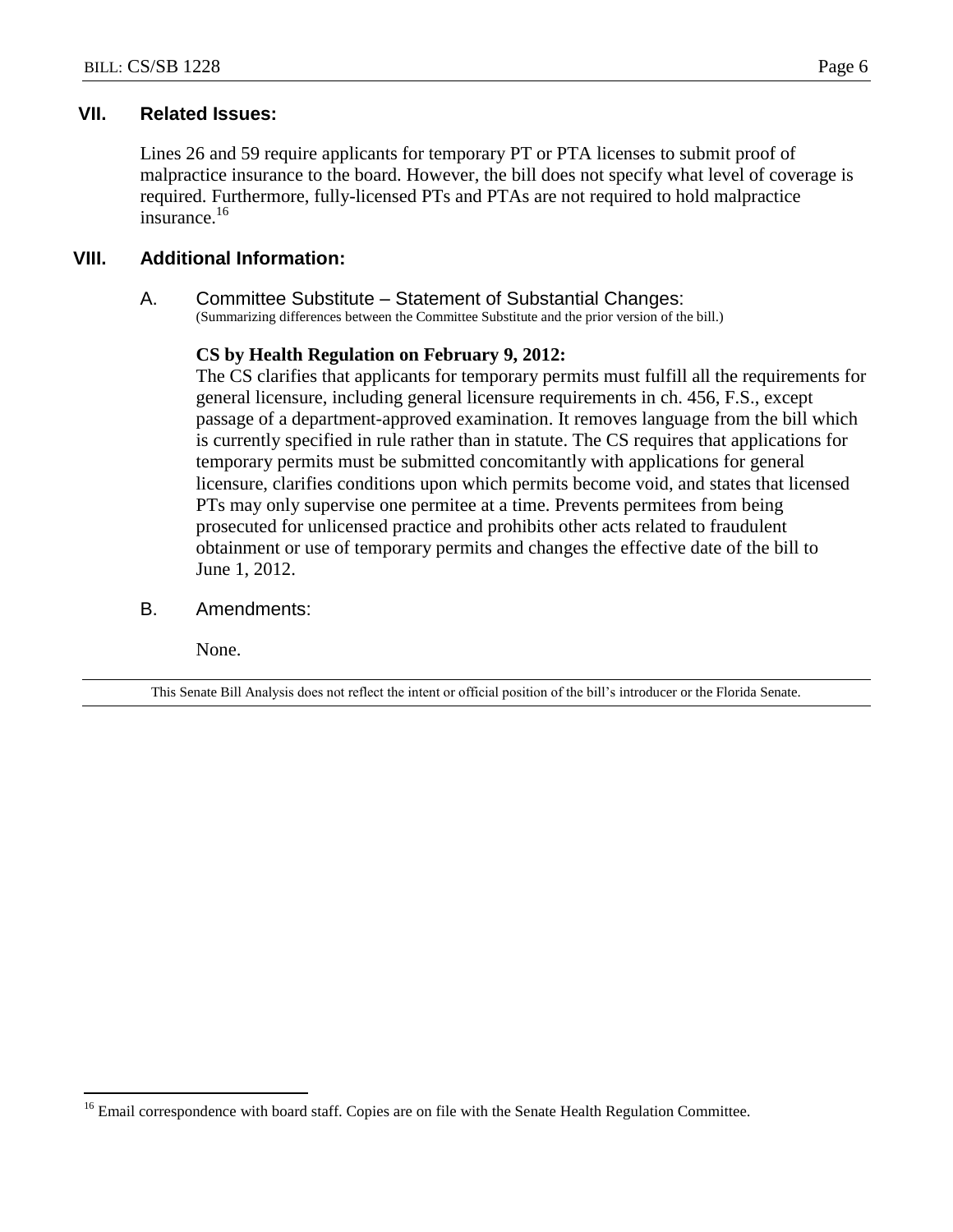## VII. Related Issues:

Lines 26 and 59 require applicants for temporary PT or PTA licenses to submit proof of malpractice insurance to the board. However, the bill does not specify what level of coverage is required. Furthermore, fully-licensed PTs and PTAs are not required to hold malpractice insurance.[16]

## VIII. Additional Information:

### A. Committee Substitute – Statement of Substantial Changes:

(Summarizing differences between the Committee Substitute and the prior version of the bill.)

**CS by Health Regulation on February 9, 2012:**

The CS clarifies that applicants for temporary permits must fulfill all the requirements for general licensure, including general licensure requirements in ch. 456, F.S., except passage of a department-approved examination. It removes language from the bill which is currently specified in rule rather than in statute. The CS requires that applications for temporary permits must be submitted concomitantly with applications for general licensure, clarifies conditions upon which permits become void, and states that licensed PTs may only supervise one permitee at a time. Prevents permitees from being prosecuted for unlicensed practice and prohibits other acts related to fraudulent obtainment or use of temporary permits and changes the effective date of the bill to June 1, 2012.

### B. Amendments:

None.

This Senate Bill Analysis does not reflect the intent or official position of the bill's introducer or the Florida Senate.

---

[16] Email correspondence with board staff. Copies are on file with the Senate Health Regulation Committee.